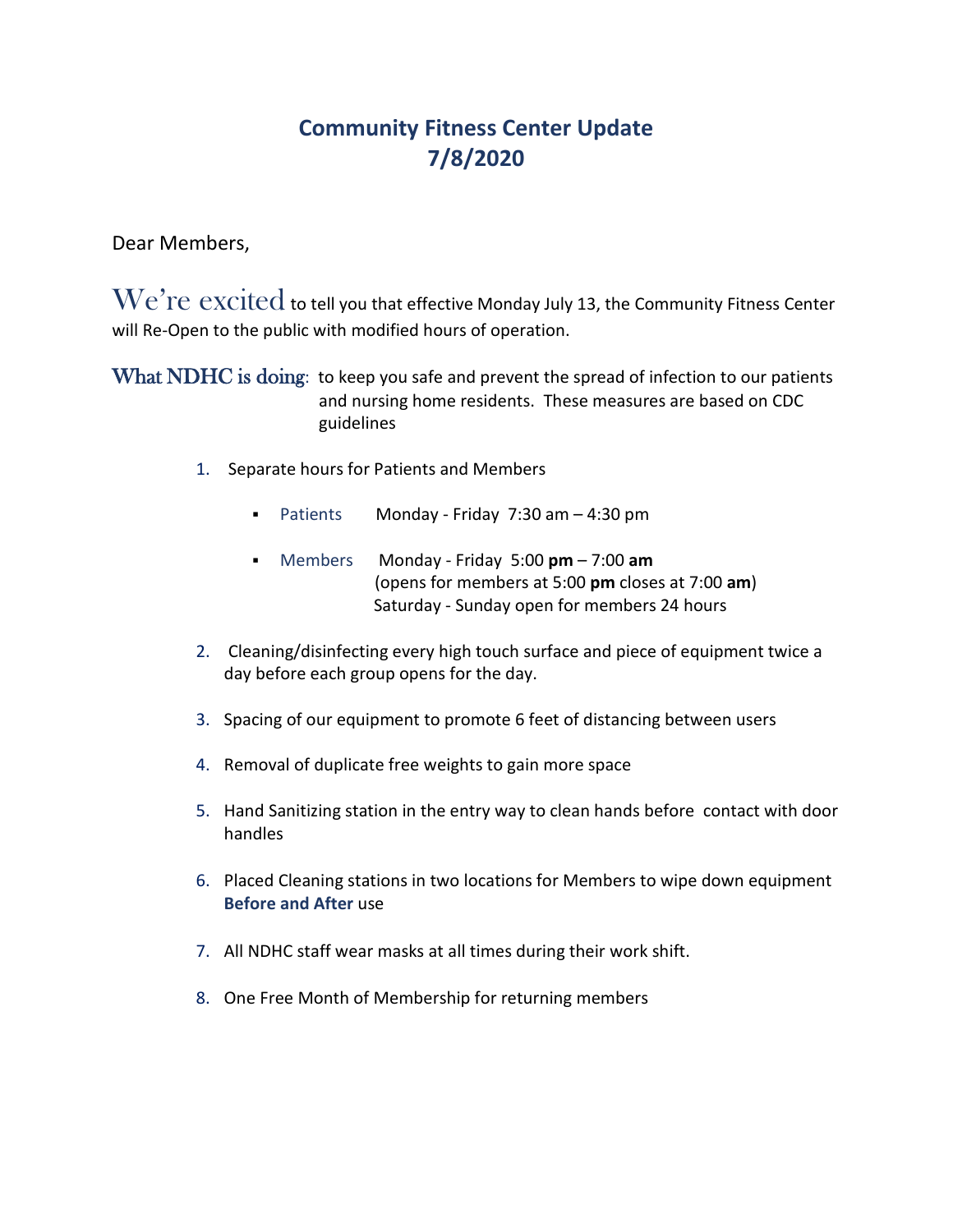# Community Fitness Center Update
# 7/8/2020

Dear Members,

We're excited to tell you that effective Monday July 13, the Community Fitness Center will Re-Open to the public with modified hours of operation.

What NDHC is doing: to keep you safe and prevent the spread of infection to our patients and nursing home residents. These measures are based on CDC guidelines

1. Separate hours for Patients and Members
   - Patients Monday - Friday 7:30 am – 4:30 pm
   - Members Monday - Friday 5:00 **pm** – 7:00 **am** (opens for members at 5:00 **pm** closes at 7:00 **am**) Saturday - Sunday open for members 24 hours
2. Cleaning/disinfecting every high touch surface and piece of equipment twice a day before each group opens for the day.
3. Spacing of our equipment to promote 6 feet of distancing between users
4. Removal of duplicate free weights to gain more space
5. Hand Sanitizing station in the entry way to clean hands before contact with door handles
6. Placed Cleaning stations in two locations for Members to wipe down equipment **Before and After** use
7. All NDHC staff wear masks at all times during their work shift.
8. One Free Month of Membership for returning members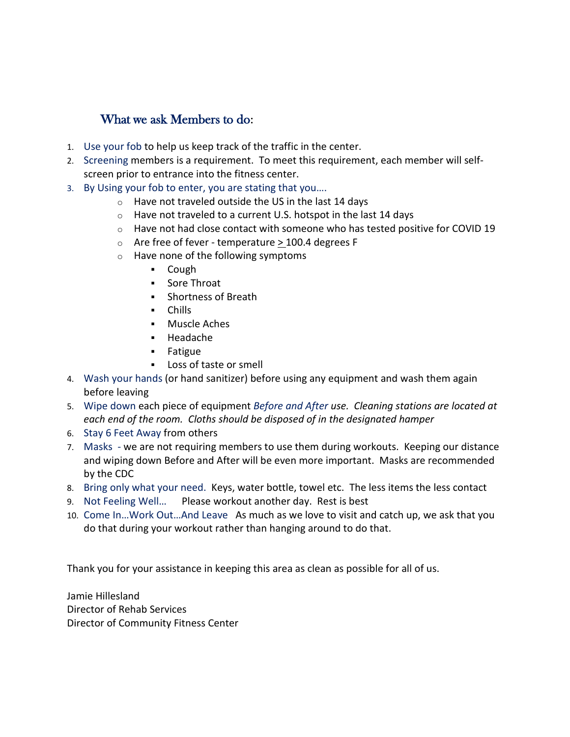## What we ask Members to do:

1. Use your fob to help us keep track of the traffic in the center.
2. Screening members is a requirement. To meet this requirement, each member will self-screen prior to entrance into the fitness center.
3. By Using your fob to enter, you are stating that you….
   - Have not traveled outside the US in the last 14 days
   - Have not traveled to a current U.S. hotspot in the last 14 days
   - Have not had close contact with someone who has tested positive for COVID 19
   - Are free of fever - temperature $\geq$ 100.4 degrees F
   - Have none of the following symptoms
     - Cough
     - Sore Throat
     - Shortness of Breath
     - Chills
     - Muscle Aches
     - Headache
     - Fatigue
     - Loss of taste or smell
4. Wash your hands (or hand sanitizer) before using any equipment and wash them again before leaving
5. Wipe down each piece of equipment *Before and After* use. *Cleaning stations are located at each end of the room. Cloths should be disposed of in the designated hamper*
6. Stay 6 Feet Away from others
7. Masks - we are not requiring members to use them during workouts. Keeping our distance and wiping down Before and After will be even more important. Masks are recommended by the CDC
8. Bring only what your need. Keys, water bottle, towel etc. The less items the less contact
9. Not Feeling Well… Please workout another day. Rest is best
10. Come In…Work Out…And Leave As much as we love to visit and catch up, we ask that you do that during your workout rather than hanging around to do that.

Thank you for your assistance in keeping this area as clean as possible for all of us.

Jamie Hillesland
Director of Rehab Services
Director of Community Fitness Center